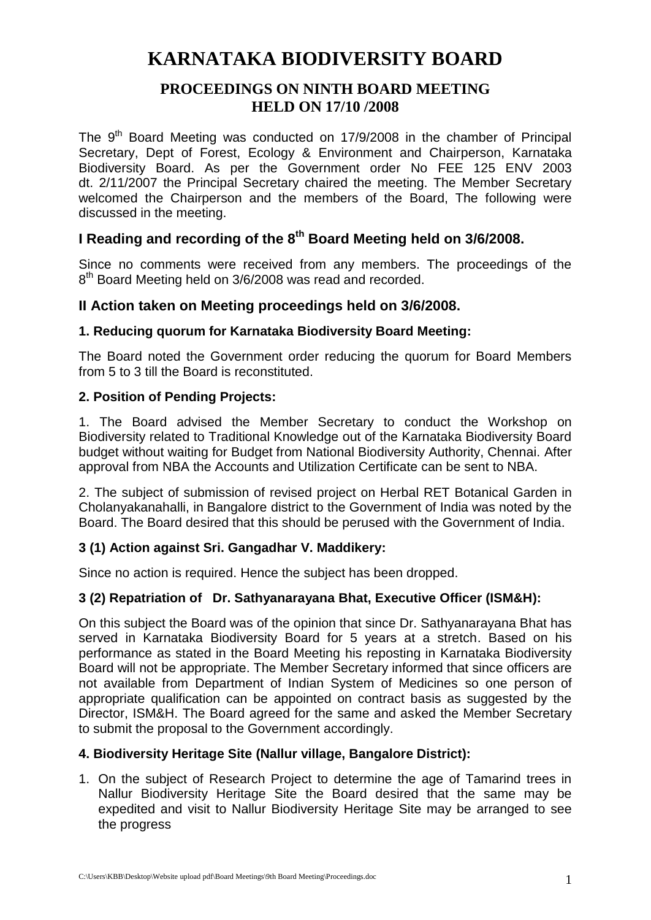# KARNATAKA BIODIVERSITY BOARD

## PROCEEDINGS ON NINTH BOARD MEETING HELD ON 17/10 /2008

The 9th Board Meeting was conducted on 17/9/2008 in the chamber of Principal Secretary, Dept of Forest, Ecology & Environment and Chairperson, Karnataka Biodiversity Board. As per the Government order No FEE 125 ENV 2003 dt. 2/11/2007 the Principal Secretary chaired the meeting. The Member Secretary welcomed the Chairperson and the members of the Board, The following were discussed in the meeting.

### I Reading and recording of the 8th Board Meeting held on 3/6/2008.

Since no comments were received from any members. The proceedings of the 8th Board Meeting held on 3/6/2008 was read and recorded.

### II Action taken on Meeting proceedings held on 3/6/2008.

**1. Reducing quorum for Karnataka Biodiversity Board Meeting:**

The Board noted the Government order reducing the quorum for Board Members from 5 to 3 till the Board is reconstituted.

**2. Position of Pending Projects:**

1. The Board advised the Member Secretary to conduct the Workshop on Biodiversity related to Traditional Knowledge out of the Karnataka Biodiversity Board budget without waiting for Budget from National Biodiversity Authority, Chennai. After approval from NBA the Accounts and Utilization Certificate can be sent to NBA.

2. The subject of submission of revised project on Herbal RET Botanical Garden in Cholanyakanahalli, in Bangalore district to the Government of India was noted by the Board. The Board desired that this should be perused with the Government of India.

**3 (1) Action against Sri. Gangadhar V. Maddikery:**

Since no action is required. Hence the subject has been dropped.

**3 (2) Repatriation of Dr. Sathyanarayana Bhat, Executive Officer (ISM&H):**

On this subject the Board was of the opinion that since Dr. Sathyanarayana Bhat has served in Karnataka Biodiversity Board for 5 years at a stretch. Based on his performance as stated in the Board Meeting his reposting in Karnataka Biodiversity Board will not be appropriate. The Member Secretary informed that since officers are not available from Department of Indian System of Medicines so one person of appropriate qualification can be appointed on contract basis as suggested by the Director, ISM&H. The Board agreed for the same and asked the Member Secretary to submit the proposal to the Government accordingly.

**4. Biodiversity Heritage Site (Nallur village, Bangalore District):**

1. On the subject of Research Project to determine the age of Tamarind trees in Nallur Biodiversity Heritage Site the Board desired that the same may be expedited and visit to Nallur Biodiversity Heritage Site may be arranged to see the progress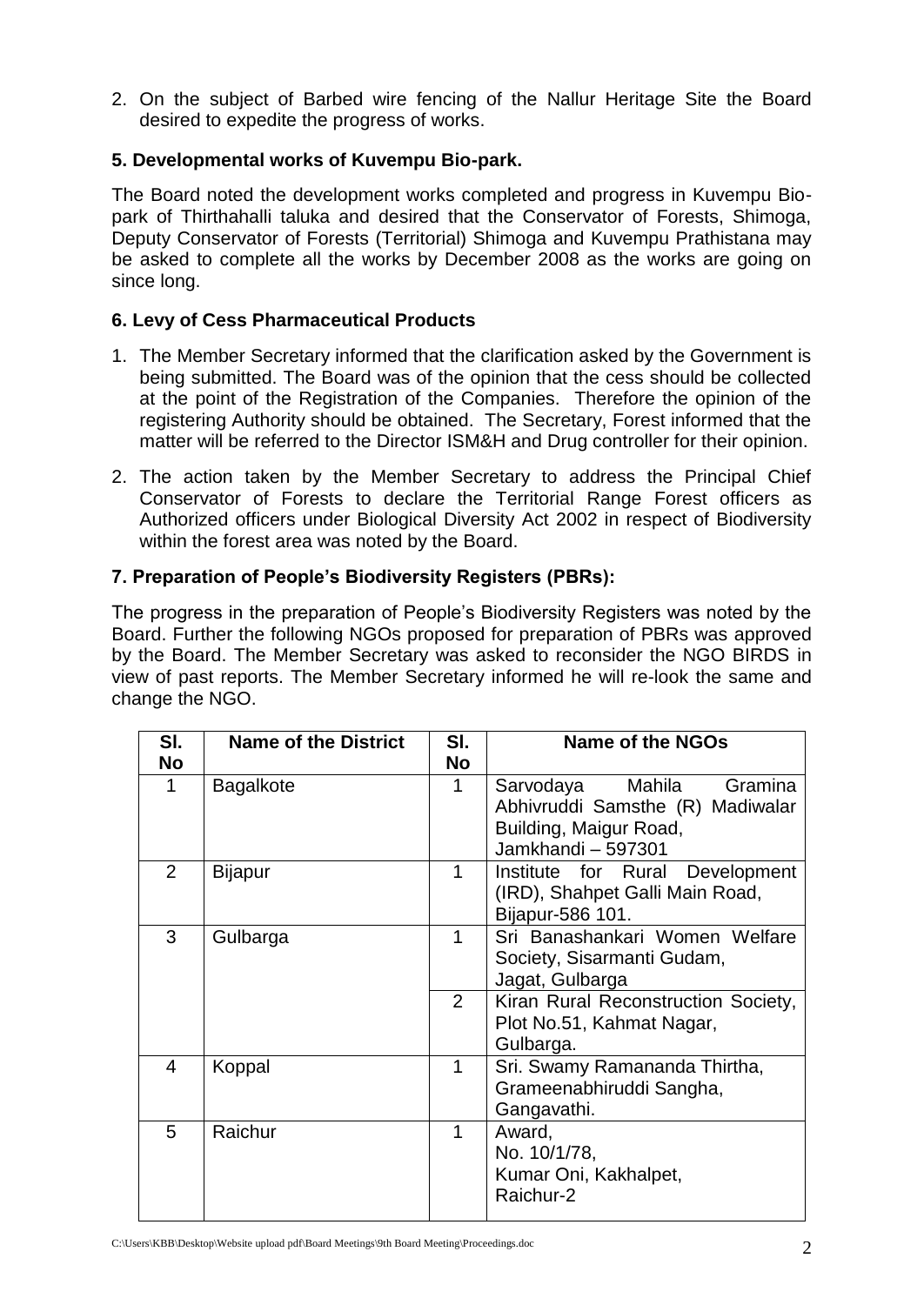2. On the subject of Barbed wire fencing of the Nallur Heritage Site the Board desired to expedite the progress of works.

### 5. Developmental works of Kuvempu Bio-park.

The Board noted the development works completed and progress in Kuvempu Bio-park of Thirthahalli taluka and desired that the Conservator of Forests, Shimoga, Deputy Conservator of Forests (Territorial) Shimoga and Kuvempu Prathistana may be asked to complete all the works by December 2008 as the works are going on since long.

### 6. Levy of Cess Pharmaceutical Products

1. The Member Secretary informed that the clarification asked by the Government is being submitted. The Board was of the opinion that the cess should be collected at the point of the Registration of the Companies. Therefore the opinion of the registering Authority should be obtained. The Secretary, Forest informed that the matter will be referred to the Director ISM&H and Drug controller for their opinion.

2. The action taken by the Member Secretary to address the Principal Chief Conservator of Forests to declare the Territorial Range Forest officers as Authorized officers under Biological Diversity Act 2002 in respect of Biodiversity within the forest area was noted by the Board.

### 7. Preparation of People's Biodiversity Registers (PBRs):

The progress in the preparation of People's Biodiversity Registers was noted by the Board. Further the following NGOs proposed for preparation of PBRs was approved by the Board. The Member Secretary was asked to reconsider the NGO BIRDS in view of past reports. The Member Secretary informed he will re-look the same and change the NGO.

| Sl. No | Name of the District | Sl. No | Name of the NGOs |
|---|---|---|---|
| 1 | Bagalkote | 1 | Sarvodaya Mahila Gramina Abhivruddi Samsthe (R) Madiwalar Building, Maigur Road, Jamkhandi – 597301 |
| 2 | Bijapur | 1 | Institute for Rural Development (IRD), Shahpet Galli Main Road, Bijapur-586 101. |
| 3 | Gulbarga | 1 | Sri Banashankari Women Welfare Society, Sisarmanti Gudam, Jagat, Gulbarga |
| | | 2 | Kiran Rural Reconstruction Society, Plot No.51, Kahmat Nagar, Gulbarga. |
| 4 | Koppal | 1 | Sri. Swamy Ramananda Thirtha, Grameenabhiruddi Sangha, Gangavathi. |
| 5 | Raichur | 1 | Award, No. 10/1/78, Kumar Oni, Kakhalpet, Raichur-2 |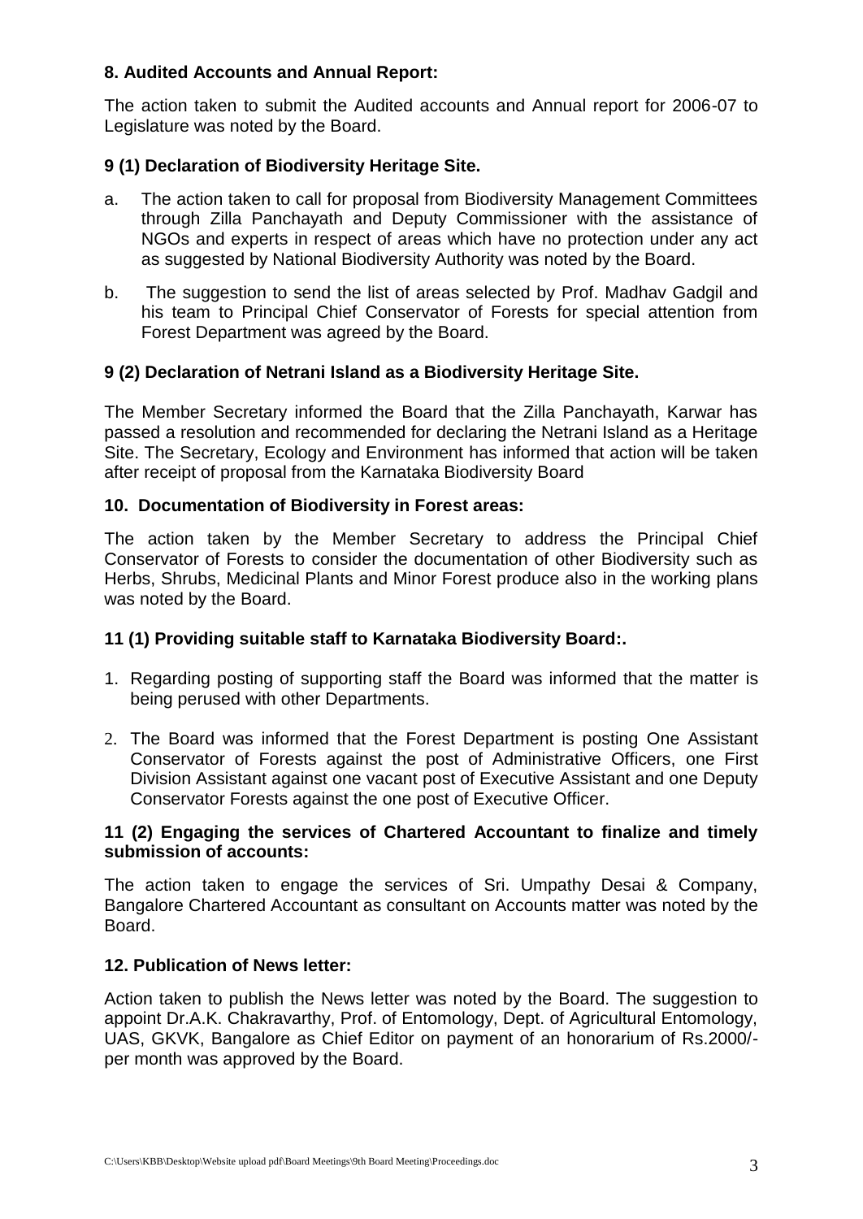**8. Audited Accounts and Annual Report:**

The action taken to submit the Audited accounts and Annual report for 2006-07 to Legislature was noted by the Board.

**9 (1) Declaration of Biodiversity Heritage Site.**

a. The action taken to call for proposal from Biodiversity Management Committees through Zilla Panchayath and Deputy Commissioner with the assistance of NGOs and experts in respect of areas which have no protection under any act as suggested by National Biodiversity Authority was noted by the Board.

b. The suggestion to send the list of areas selected by Prof. Madhav Gadgil and his team to Principal Chief Conservator of Forests for special attention from Forest Department was agreed by the Board.

**9 (2) Declaration of Netrani Island as a Biodiversity Heritage Site.**

The Member Secretary informed the Board that the Zilla Panchayath, Karwar has passed a resolution and recommended for declaring the Netrani Island as a Heritage Site. The Secretary, Ecology and Environment has informed that action will be taken after receipt of proposal from the Karnataka Biodiversity Board

**10. Documentation of Biodiversity in Forest areas:**

The action taken by the Member Secretary to address the Principal Chief Conservator of Forests to consider the documentation of other Biodiversity such as Herbs, Shrubs, Medicinal Plants and Minor Forest produce also in the working plans was noted by the Board.

**11 (1) Providing suitable staff to Karnataka Biodiversity Board:.**

1. Regarding posting of supporting staff the Board was informed that the matter is being perused with other Departments.
2. The Board was informed that the Forest Department is posting One Assistant Conservator of Forests against the post of Administrative Officers, one First Division Assistant against one vacant post of Executive Assistant and one Deputy Conservator Forests against the one post of Executive Officer.

**11 (2) Engaging the services of Chartered Accountant to finalize and timely submission of accounts:**

The action taken to engage the services of Sri. Umpathy Desai & Company, Bangalore Chartered Accountant as consultant on Accounts matter was noted by the Board.

**12. Publication of News letter:**

Action taken to publish the News letter was noted by the Board. The suggestion to appoint Dr.A.K. Chakravarthy, Prof. of Entomology, Dept. of Agricultural Entomology, UAS, GKVK, Bangalore as Chief Editor on payment of an honorarium of Rs.2000/- per month was approved by the Board.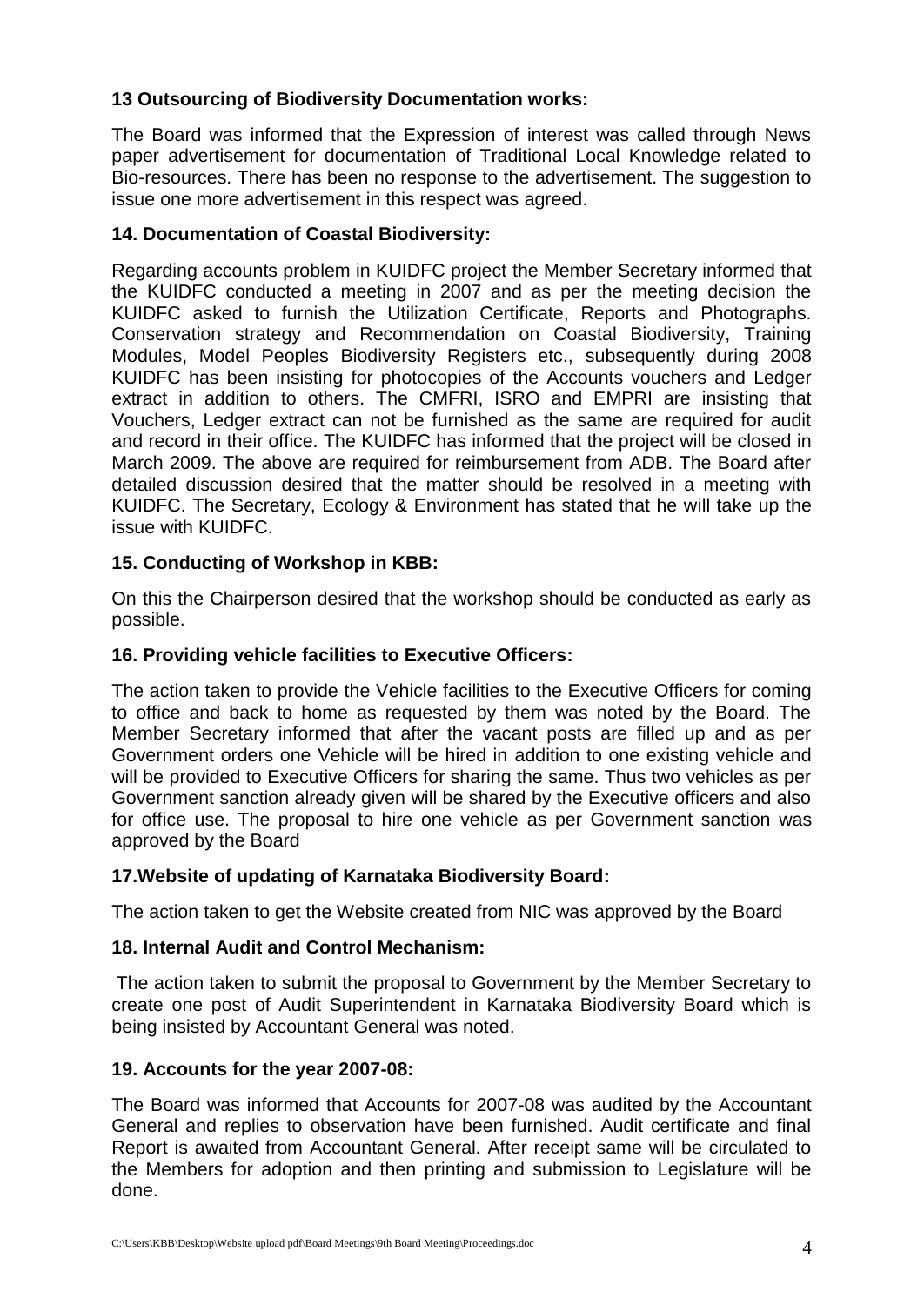**13 Outsourcing of Biodiversity Documentation works:**

The Board was informed that the Expression of interest was called through News paper advertisement for documentation of Traditional Local Knowledge related to Bio-resources. There has been no response to the advertisement. The suggestion to issue one more advertisement in this respect was agreed.

**14. Documentation of Coastal Biodiversity:**

Regarding accounts problem in KUIDFC project the Member Secretary informed that the KUIDFC conducted a meeting in 2007 and as per the meeting decision the KUIDFC asked to furnish the Utilization Certificate, Reports and Photographs. Conservation strategy and Recommendation on Coastal Biodiversity, Training Modules, Model Peoples Biodiversity Registers etc., subsequently during 2008 KUIDFC has been insisting for photocopies of the Accounts vouchers and Ledger extract in addition to others. The CMFRI, ISRO and EMPRI are insisting that Vouchers, Ledger extract can not be furnished as the same are required for audit and record in their office. The KUIDFC has informed that the project will be closed in March 2009. The above are required for reimbursement from ADB. The Board after detailed discussion desired that the matter should be resolved in a meeting with KUIDFC. The Secretary, Ecology & Environment has stated that he will take up the issue with KUIDFC.

**15. Conducting of Workshop in KBB:**

On this the Chairperson desired that the workshop should be conducted as early as possible.

**16. Providing vehicle facilities to Executive Officers:**

The action taken to provide the Vehicle facilities to the Executive Officers for coming to office and back to home as requested by them was noted by the Board. The Member Secretary informed that after the vacant posts are filled up and as per Government orders one Vehicle will be hired in addition to one existing vehicle and will be provided to Executive Officers for sharing the same. Thus two vehicles as per Government sanction already given will be shared by the Executive officers and also for office use. The proposal to hire one vehicle as per Government sanction was approved by the Board

**17.Website of updating of Karnataka Biodiversity Board:**

The action taken to get the Website created from NIC was approved by the Board

**18. Internal Audit and Control Mechanism:**

The action taken to submit the proposal to Government by the Member Secretary to create one post of Audit Superintendent in Karnataka Biodiversity Board which is being insisted by Accountant General was noted.

**19. Accounts for the year 2007-08:**

The Board was informed that Accounts for 2007-08 was audited by the Accountant General and replies to observation have been furnished. Audit certificate and final Report is awaited from Accountant General. After receipt same will be circulated to the Members for adoption and then printing and submission to Legislature will be done.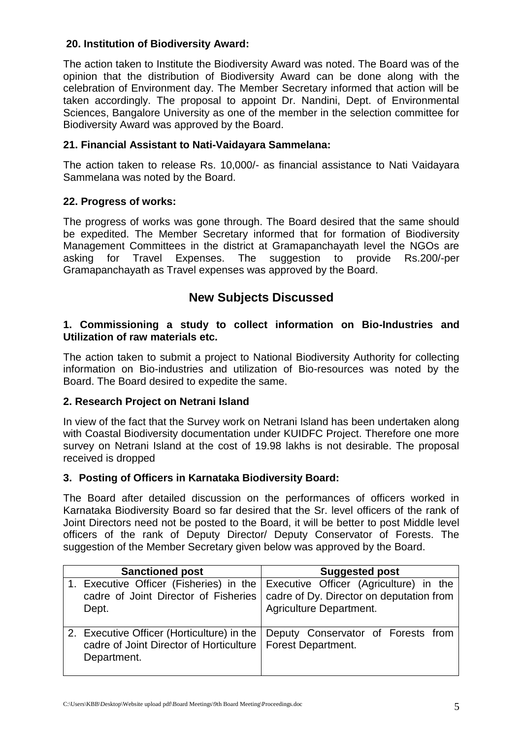### 20. Institution of Biodiversity Award:

The action taken to Institute the Biodiversity Award was noted. The Board was of the opinion that the distribution of Biodiversity Award can be done along with the celebration of Environment day. The Member Secretary informed that action will be taken accordingly. The proposal to appoint Dr. Nandini, Dept. of Environmental Sciences, Bangalore University as one of the member in the selection committee for Biodiversity Award was approved by the Board.

### 21. Financial Assistant to Nati-Vaidayara Sammelana:

The action taken to release Rs. 10,000/- as financial assistance to Nati Vaidayara Sammelana was noted by the Board.

### 22. Progress of works:

The progress of works was gone through. The Board desired that the same should be expedited. The Member Secretary informed that for formation of Biodiversity Management Committees in the district at Gramapanchayath level the NGOs are asking for Travel Expenses. The suggestion to provide Rs.200/-per Gramapanchayath as Travel expenses was approved by the Board.

## New Subjects Discussed

### 1. Commissioning a study to collect information on Bio-Industries and Utilization of raw materials etc.

The action taken to submit a project to National Biodiversity Authority for collecting information on Bio-industries and utilization of Bio-resources was noted by the Board. The Board desired to expedite the same.

### 2. Research Project on Netrani Island

In view of the fact that the Survey work on Netrani Island has been undertaken along with Coastal Biodiversity documentation under KUIDFC Project. Therefore one more survey on Netrani Island at the cost of 19.98 lakhs is not desirable. The proposal received is dropped

### 3. Posting of Officers in Karnataka Biodiversity Board:

The Board after detailed discussion on the performances of officers worked in Karnataka Biodiversity Board so far desired that the Sr. level officers of the rank of Joint Directors need not be posted to the Board, it will be better to post Middle level officers of the rank of Deputy Director/ Deputy Conservator of Forests. The suggestion of the Member Secretary given below was approved by the Board.

| Sanctioned post | Suggested post |
|---|---|
| 1. Executive Officer (Fisheries) in the cadre of Joint Director of Fisheries Dept. | Executive Officer (Agriculture) in the cadre of Dy. Director on deputation from Agriculture Department. |
| 2. Executive Officer (Horticulture) in the cadre of Joint Director of Horticulture Department. | Deputy Conservator of Forests from Forest Department. |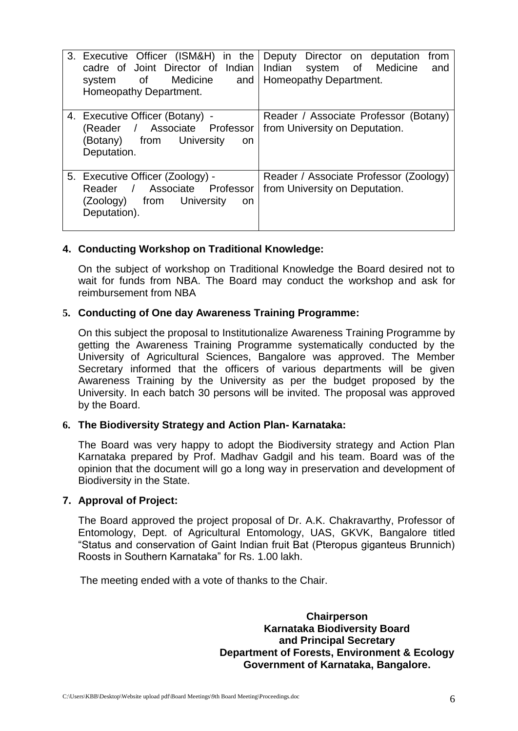| | |
|---|---|
| 3. Executive Officer (ISM&H) in the cadre of Joint Director of Indian system of Medicine and Homeopathy Department. | Deputy Director on deputation from Indian system of Medicine and Homeopathy Department. |
| 4. Executive Officer (Botany) - (Reader / Associate Professor (Botany) from University on Deputation. | Reader / Associate Professor (Botany) from University on Deputation. |
| 5. Executive Officer (Zoology) - Reader / Associate Professor (Zoology) from University on Deputation). | Reader / Associate Professor (Zoology) from University on Deputation. |

**4. Conducting Workshop on Traditional Knowledge:**

On the subject of workshop on Traditional Knowledge the Board desired not to wait for funds from NBA. The Board may conduct the workshop and ask for reimbursement from NBA

**5. Conducting of One day Awareness Training Programme:**

On this subject the proposal to Institutionalize Awareness Training Programme by getting the Awareness Training Programme systematically conducted by the University of Agricultural Sciences, Bangalore was approved. The Member Secretary informed that the officers of various departments will be given Awareness Training by the University as per the budget proposed by the University. In each batch 30 persons will be invited. The proposal was approved by the Board.

**6. The Biodiversity Strategy and Action Plan- Karnataka:**

The Board was very happy to adopt the Biodiversity strategy and Action Plan Karnataka prepared by Prof. Madhav Gadgil and his team. Board was of the opinion that the document will go a long way in preservation and development of Biodiversity in the State.

**7. Approval of Project:**

The Board approved the project proposal of Dr. A.K. Chakravarthy, Professor of Entomology, Dept. of Agricultural Entomology, UAS, GKVK, Bangalore titled "Status and conservation of Gaint Indian fruit Bat (Pteropus giganteus Brunnich) Roosts in Southern Karnataka" for Rs. 1.00 lakh.

The meeting ended with a vote of thanks to the Chair.

**Chairperson**
**Karnataka Biodiversity Board**
**and Principal Secretary**
**Department of Forests, Environment & Ecology**
**Government of Karnataka, Bangalore.**